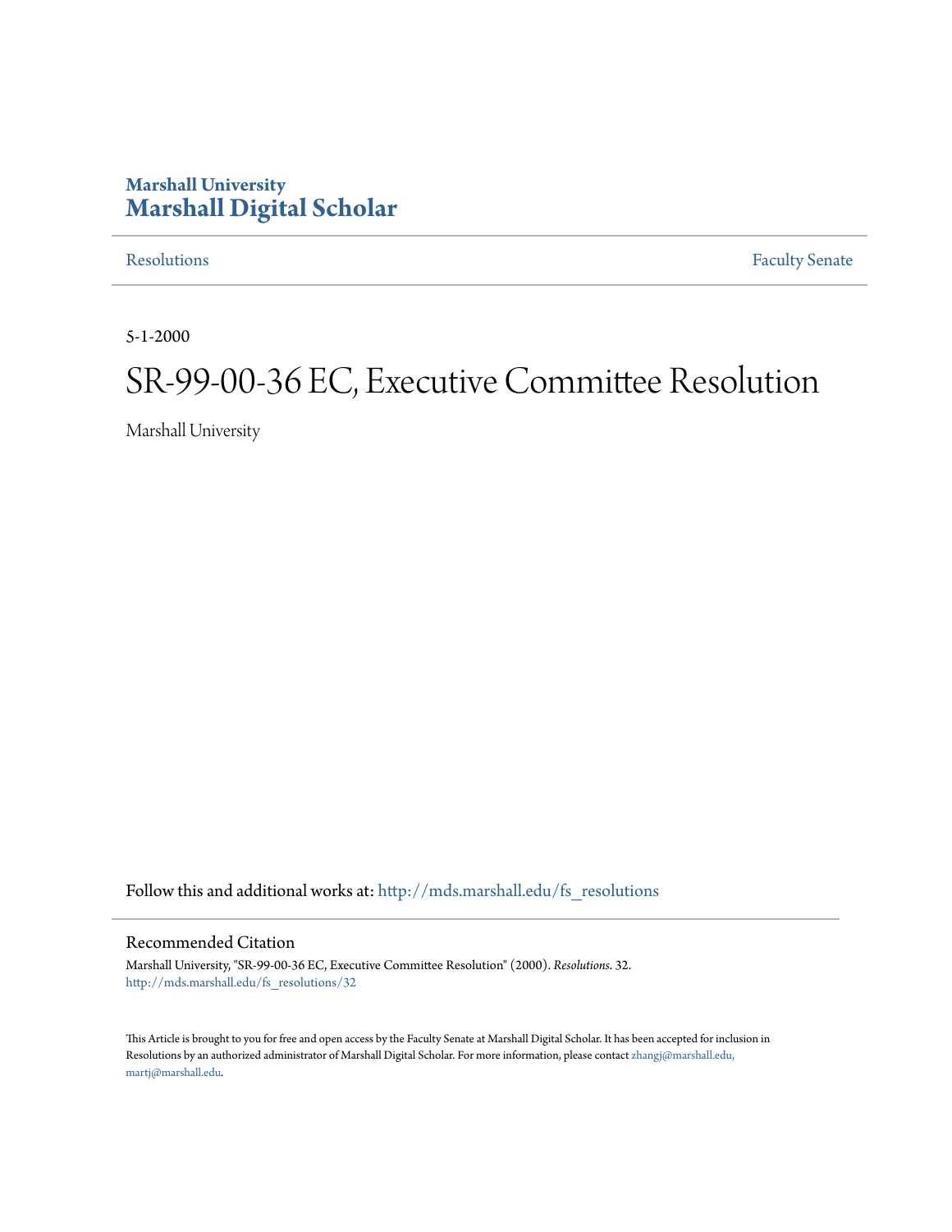# Marshall University
## Marshall Digital Scholar

Resolutions | Faculty Senate

5-1-2000

# SR-99-00-36 EC, Executive Committee Resolution

Marshall University

Follow this and additional works at: http://mds.marshall.edu/fs_resolutions

### Recommended Citation

Marshall University, "SR-99-00-36 EC, Executive Committee Resolution" (2000). *Resolutions*. 32.
http://mds.marshall.edu/fs_resolutions/32

This Article is brought to you for free and open access by the Faculty Senate at Marshall Digital Scholar. It has been accepted for inclusion in Resolutions by an authorized administrator of Marshall Digital Scholar. For more information, please contact zhangj@marshall.edu, martj@marshall.edu.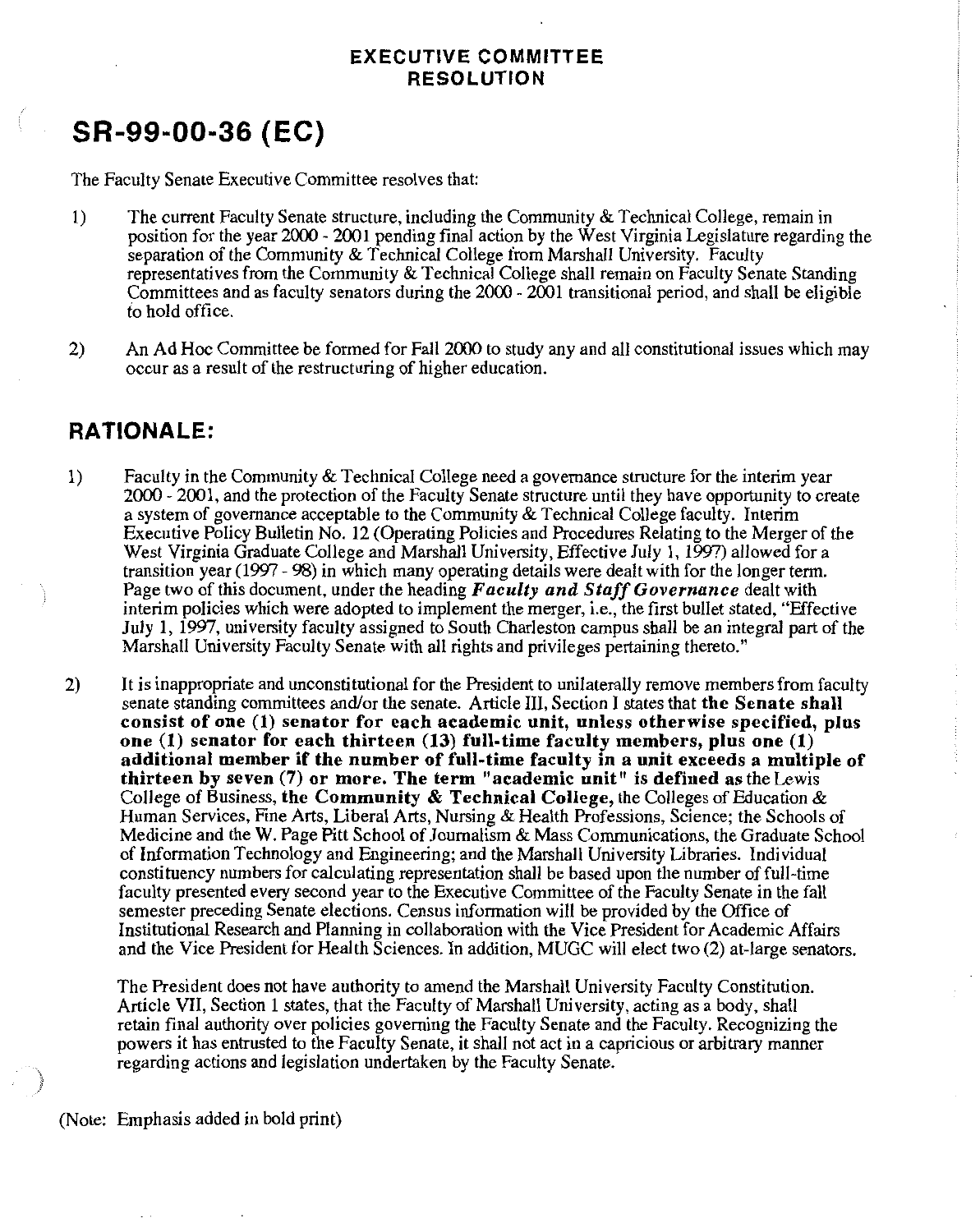**EXECUTIVE COMMITTEE RESOLUTION**

# SR-99-00-36 (EC)

The Faculty Senate Executive Committee resolves that:

1) The current Faculty Senate structure, including the Community & Technical College, remain in position for the year 2000 - 2001 pending final action by the West Virginia Legislature regarding the separation of the Community & Technical College from Marshall University. Faculty representatives from the Community & Technical College shall remain on Faculty Senate Standing Committees and as faculty senators during the 2000 - 2001 transitional period, and shall be eligible to hold office.

2) An Ad Hoc Committee be formed for Fall 2000 to study any and all constitutional issues which may occur as a result of the restructuring of higher education.

## RATIONALE:

1) Faculty in the Community & Technical College need a governance structure for the interim year 2000 - 2001, and the protection of the Faculty Senate structure until they have opportunity to create a system of governance acceptable to the Community & Technical College faculty. Interim Executive Policy Bulletin No. 12 (Operating Policies and Procedures Relating to the Merger of the West Virginia Graduate College and Marshall University, Effective July 1, 1997) allowed for a transition year (1997 - 98) in which many operating details were dealt with for the longer term. Page two of this document, under the heading ***Faculty and Staff Governance*** dealt with interim policies which were adopted to implement the merger, i.e., the first bullet stated, "Effective July 1, 1997, university faculty assigned to South Charleston campus shall be an integral part of the Marshall University Faculty Senate with all rights and privileges pertaining thereto."

2) It is inappropriate and unconstitutional for the President to unilaterally remove members from faculty senate standing committees and/or the senate. Article III, Section I states that **the Senate shall consist of one (1) senator for each academic unit, unless otherwise specified, plus one (1) senator for each thirteen (13) full-time faculty members, plus one (1) additional member if the number of full-time faculty in a unit exceeds a multiple of thirteen by seven (7) or more. The term "academic unit" is defined as** the Lewis College of Business, **the Community & Technical College,** the Colleges of Education & Human Services, Fine Arts, Liberal Arts, Nursing & Health Professions, Science; the Schools of Medicine and the W. Page Pitt School of Journalism & Mass Communications, the Graduate School of Information Technology and Engineering; and the Marshall University Libraries. Individual constituency numbers for calculating representation shall be based upon the number of full-time faculty presented every second year to the Executive Committee of the Faculty Senate in the fall semester preceding Senate elections. Census information will be provided by the Office of Institutional Research and Planning in collaboration with the Vice President for Academic Affairs and the Vice President for Health Sciences. In addition, MUGC will elect two (2) at-large senators.

   The President does not have authority to amend the Marshall University Faculty Constitution. Article VII, Section 1 states, that the Faculty of Marshall University, acting as a body, shall retain final authority over policies governing the Faculty Senate and the Faculty. Recognizing the powers it has entrusted to the Faculty Senate, it shall not act in a capricious or arbitrary manner regarding actions and legislation undertaken by the Faculty Senate.

(Note: Emphasis added in bold print)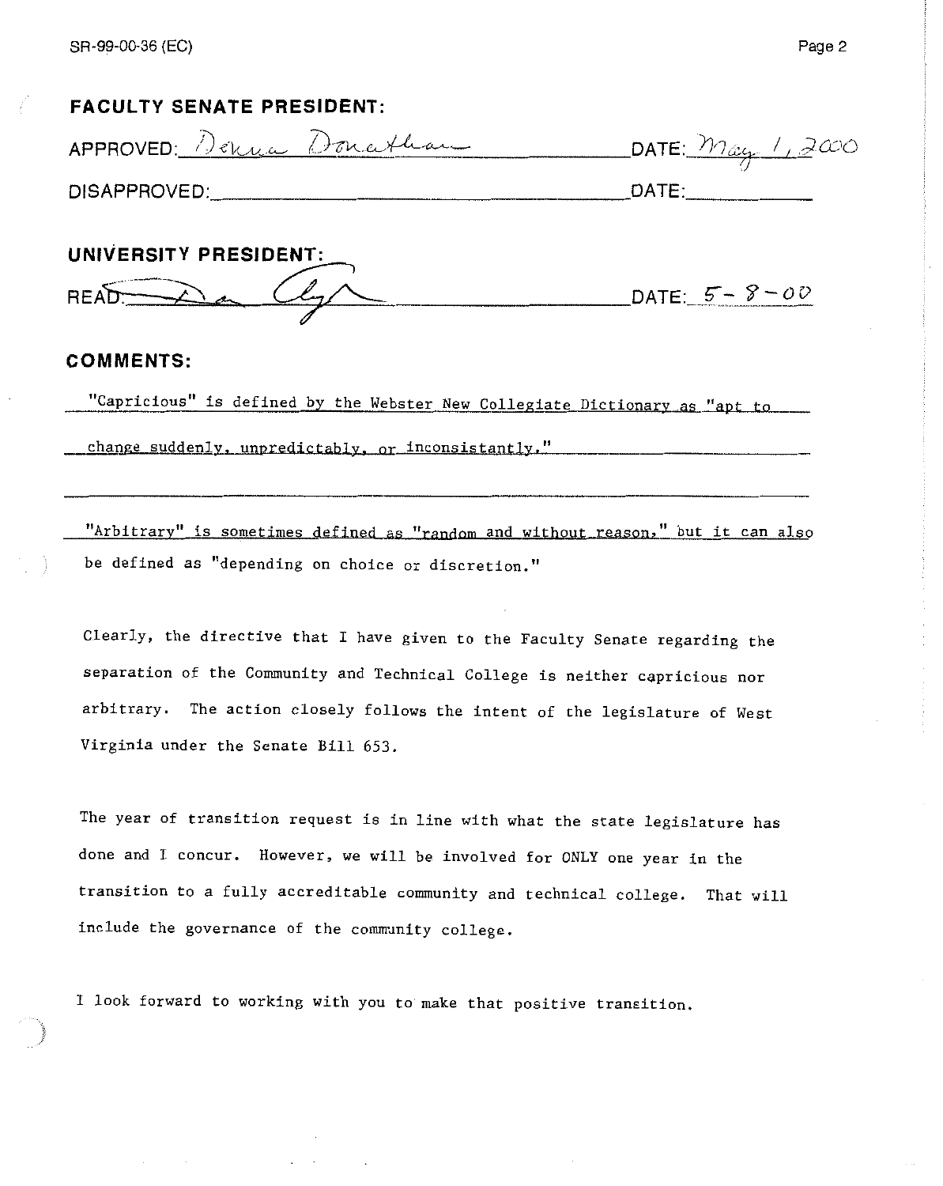**FACULTY SENATE PRESIDENT:**

APPROVED: Donna Donathan DATE: May 1, 2000

DISAPPROVED: ______________________ DATE: ________

**UNIVERSITY PRESIDENT:**

READ: [signature] DATE: 5-8-00

**COMMENTS:**

"Capricious" is defined by the Webster New Collegiate Dictionary as "apt to change suddenly, unpredictably, or inconsistantly."

"Arbitrary" is sometimes defined as "random and without reason," but it can also be defined as "depending on choice or discretion."

Clearly, the directive that I have given to the Faculty Senate regarding the separation of the Community and Technical College is neither capricious nor arbitrary. The action closely follows the intent of the legislature of West Virginia under the Senate Bill 653.

The year of transition request is in line with what the state legislature has done and I concur. However, we will be involved for ONLY one year in the transition to a fully accreditable community and technical college. That will include the governance of the community college.

I look forward to working with you to make that positive transition.